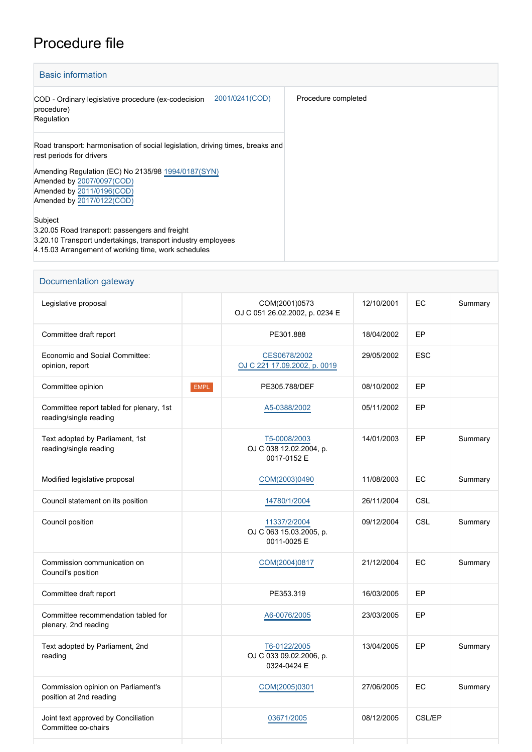# Procedure file

## Basic information

| | |
|---|---|
| COD - Ordinary legislative procedure (ex-codecision procedure)<br>Regulation 2001/0241(COD) | Procedure completed |
| Road transport: harmonisation of social legislation, driving times, breaks and rest periods for drivers<br><br>Amending Regulation (EC) No 2135/98 1994/0187(SYN)<br>Amended by 2007/0097(COD)<br>Amended by 2011/0196(COD)<br>Amended by 2017/0122(COD)<br><br>Subject<br>3.20.05 Road transport: passengers and freight<br>3.20.10 Transport undertakings, transport industry employees<br>4.15.03 Arrangement of working time, work schedules | |

## Documentation gateway

| | | | | | |
|---|---|---|---|---|---|
| Legislative proposal | | COM(2001)0573<br>OJ C 051 26.02.2002, p. 0234 E | 12/10/2001 | EC | Summary |
| Committee draft report | | PE301.888 | 18/04/2002 | EP | |
| Economic and Social Committee: opinion, report | | CES0678/2002<br>OJ C 221 17.09.2002, p. 0019 | 29/05/2002 | ESC | |
| Committee opinion | EMPL | PE305.788/DEF | 08/10/2002 | EP | |
| Committee report tabled for plenary, 1st reading/single reading | | A5-0388/2002 | 05/11/2002 | EP | |
| Text adopted by Parliament, 1st reading/single reading | | T5-0008/2003<br>OJ C 038 12.02.2004, p. 0017-0152 E | 14/01/2003 | EP | Summary |
| Modified legislative proposal | | COM(2003)0490 | 11/08/2003 | EC | Summary |
| Council statement on its position | | 14780/1/2004 | 26/11/2004 | CSL | |
| Council position | | 11337/2/2004<br>OJ C 063 15.03.2005, p. 0011-0025 E | 09/12/2004 | CSL | Summary |
| Commission communication on Council's position | | COM(2004)0817 | 21/12/2004 | EC | Summary |
| Committee draft report | | PE353.319 | 16/03/2005 | EP | |
| Committee recommendation tabled for plenary, 2nd reading | | A6-0076/2005 | 23/03/2005 | EP | |
| Text adopted by Parliament, 2nd reading | | T6-0122/2005<br>OJ C 033 09.02.2006, p. 0324-0424 E | 13/04/2005 | EP | Summary |
| Commission opinion on Parliament's position at 2nd reading | | COM(2005)0301 | 27/06/2005 | EC | Summary |
| Joint text approved by Conciliation Committee co-chairs | | 03671/2005 | 08/12/2005 | CSL/EP | |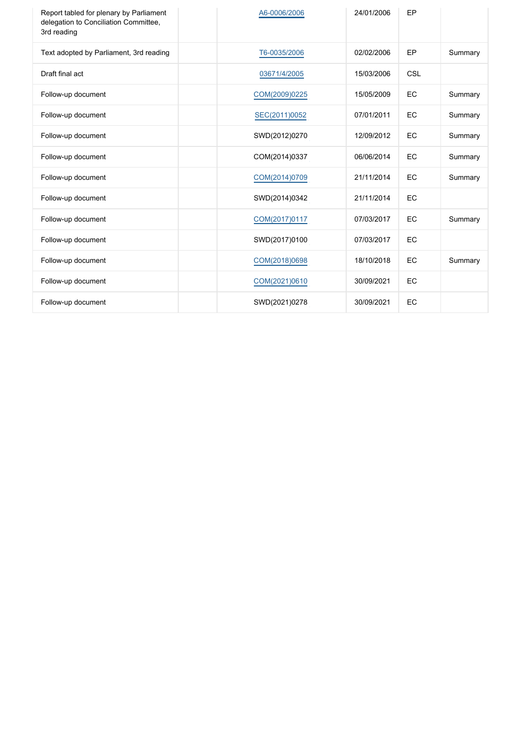| | | | | | |
|---|---|---|---|---|---|
| Report tabled for plenary by Parliament delegation to Conciliation Committee, 3rd reading | | A6-0006/2006 | 24/01/2006 | EP | |
| Text adopted by Parliament, 3rd reading | | T6-0035/2006 | 02/02/2006 | EP | Summary |
| Draft final act | | 03671/4/2005 | 15/03/2006 | CSL | |
| Follow-up document | | COM(2009)0225 | 15/05/2009 | EC | Summary |
| Follow-up document | | SEC(2011)0052 | 07/01/2011 | EC | Summary |
| Follow-up document | | SWD(2012)0270 | 12/09/2012 | EC | Summary |
| Follow-up document | | COM(2014)0337 | 06/06/2014 | EC | Summary |
| Follow-up document | | COM(2014)0709 | 21/11/2014 | EC | Summary |
| Follow-up document | | SWD(2014)0342 | 21/11/2014 | EC | |
| Follow-up document | | COM(2017)0117 | 07/03/2017 | EC | Summary |
| Follow-up document | | SWD(2017)0100 | 07/03/2017 | EC | |
| Follow-up document | | COM(2018)0698 | 18/10/2018 | EC | Summary |
| Follow-up document | | COM(2021)0610 | 30/09/2021 | EC | |
| Follow-up document | | SWD(2021)0278 | 30/09/2021 | EC | |